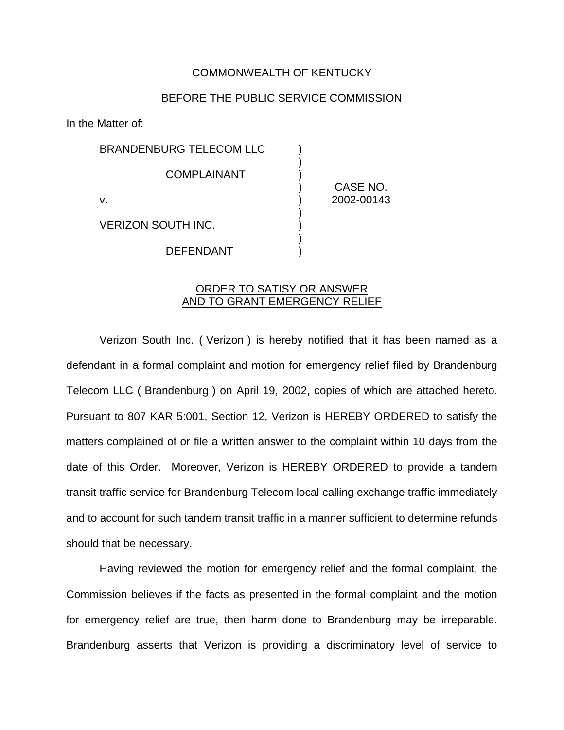COMMONWEALTH OF KENTUCKY

BEFORE THE PUBLIC SERVICE COMMISSION

In the Matter of:

| | | |
|---|---|---|
| BRANDENBURG TELECOM LLC<br><br>COMPLAINANT<br><br>v.<br><br>VERIZON SOUTH INC.<br><br>DEFENDANT | ) | CASE NO. 2002-00143 |

ORDER TO SATISY OR ANSWER AND TO GRANT EMERGENCY RELIEF

Verizon South Inc. ( Verizon ) is hereby notified that it has been named as a defendant in a formal complaint and motion for emergency relief filed by Brandenburg Telecom LLC ( Brandenburg ) on April 19, 2002, copies of which are attached hereto. Pursuant to 807 KAR 5:001, Section 12, Verizon is HEREBY ORDERED to satisfy the matters complained of or file a written answer to the complaint within 10 days from the date of this Order. Moreover, Verizon is HEREBY ORDERED to provide a tandem transit traffic service for Brandenburg Telecom local calling exchange traffic immediately and to account for such tandem transit traffic in a manner sufficient to determine refunds should that be necessary.

Having reviewed the motion for emergency relief and the formal complaint, the Commission believes if the facts as presented in the formal complaint and the motion for emergency relief are true, then harm done to Brandenburg may be irreparable. Brandenburg asserts that Verizon is providing a discriminatory level of service to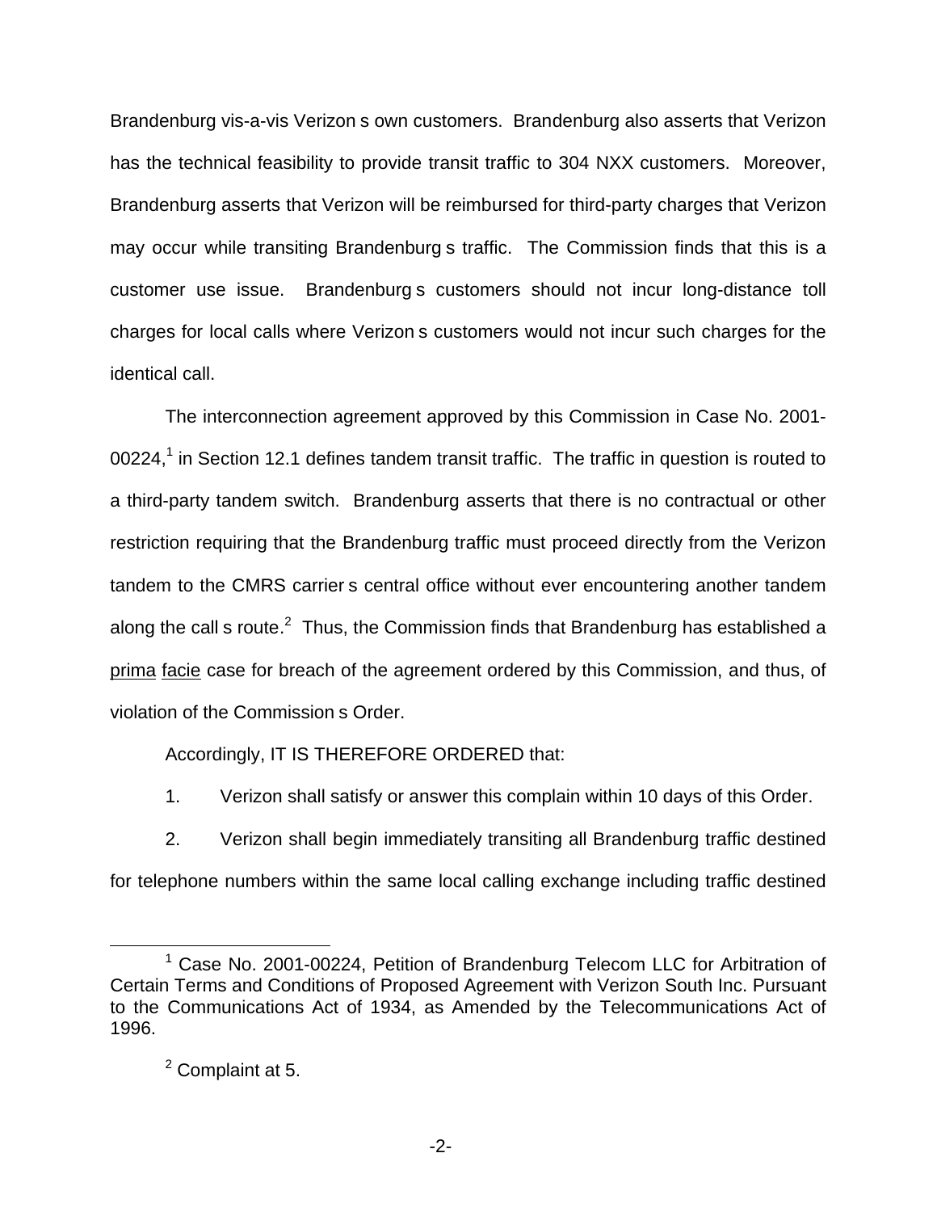Brandenburg vis-a-vis Verizon s own customers. Brandenburg also asserts that Verizon has the technical feasibility to provide transit traffic to 304 NXX customers. Moreover, Brandenburg asserts that Verizon will be reimbursed for third-party charges that Verizon may occur while transiting Brandenburg s traffic. The Commission finds that this is a customer use issue. Brandenburg s customers should not incur long-distance toll charges for local calls where Verizon s customers would not incur such charges for the identical call.

The interconnection agreement approved by this Commission in Case No. 2001-00224,[1] in Section 12.1 defines tandem transit traffic. The traffic in question is routed to a third-party tandem switch. Brandenburg asserts that there is no contractual or other restriction requiring that the Brandenburg traffic must proceed directly from the Verizon tandem to the CMRS carrier s central office without ever encountering another tandem along the call s route.[2] Thus, the Commission finds that Brandenburg has established a prima facie case for breach of the agreement ordered by this Commission, and thus, of violation of the Commission s Order.

Accordingly, IT IS THEREFORE ORDERED that:

1. Verizon shall satisfy or answer this complain within 10 days of this Order.

2. Verizon shall begin immediately transiting all Brandenburg traffic destined for telephone numbers within the same local calling exchange including traffic destined

[1] Case No. 2001-00224, Petition of Brandenburg Telecom LLC for Arbitration of Certain Terms and Conditions of Proposed Agreement with Verizon South Inc. Pursuant to the Communications Act of 1934, as Amended by the Telecommunications Act of 1996.

[2] Complaint at 5.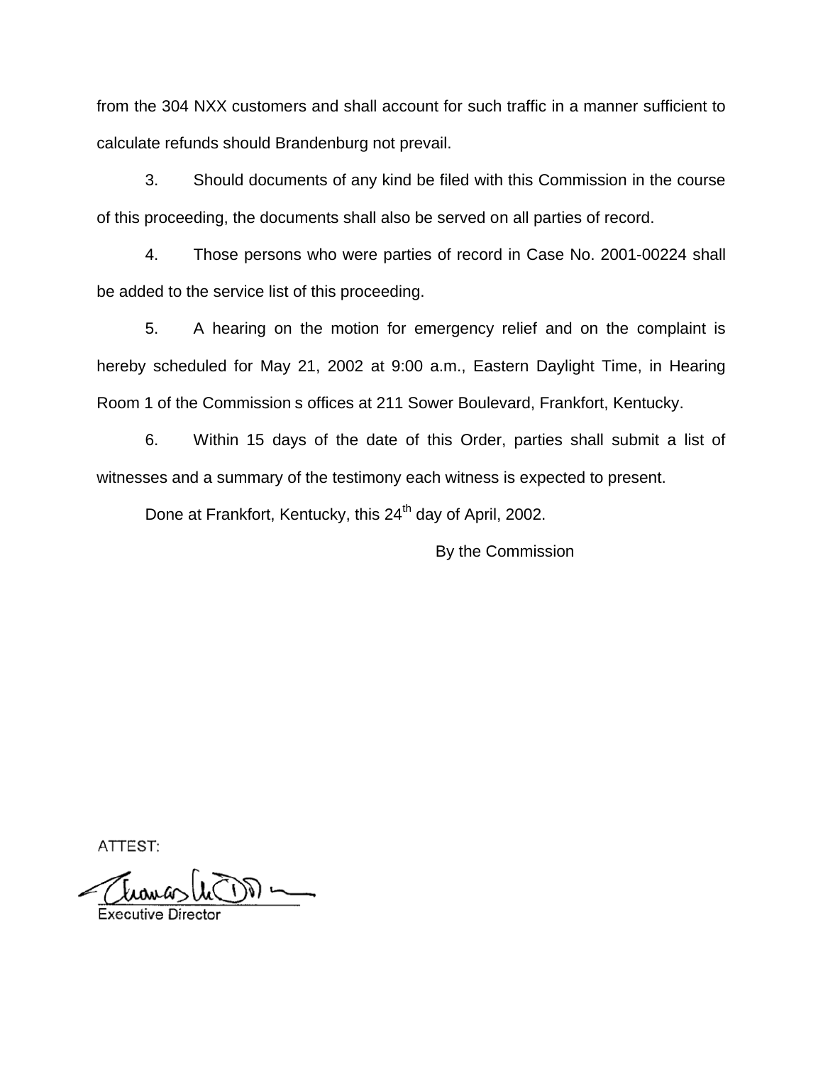from the 304 NXX customers and shall account for such traffic in a manner sufficient to calculate refunds should Brandenburg not prevail.

3. Should documents of any kind be filed with this Commission in the course of this proceeding, the documents shall also be served on all parties of record.

4. Those persons who were parties of record in Case No. 2001-00224 shall be added to the service list of this proceeding.

5. A hearing on the motion for emergency relief and on the complaint is hereby scheduled for May 21, 2002 at 9:00 a.m., Eastern Daylight Time, in Hearing Room 1 of the Commission s offices at 211 Sower Boulevard, Frankfort, Kentucky.

6. Within 15 days of the date of this Order, parties shall submit a list of witnesses and a summary of the testimony each witness is expected to present.

Done at Frankfort, Kentucky, this 24th day of April, 2002.

By the Commission

ATTEST:

Executive Director